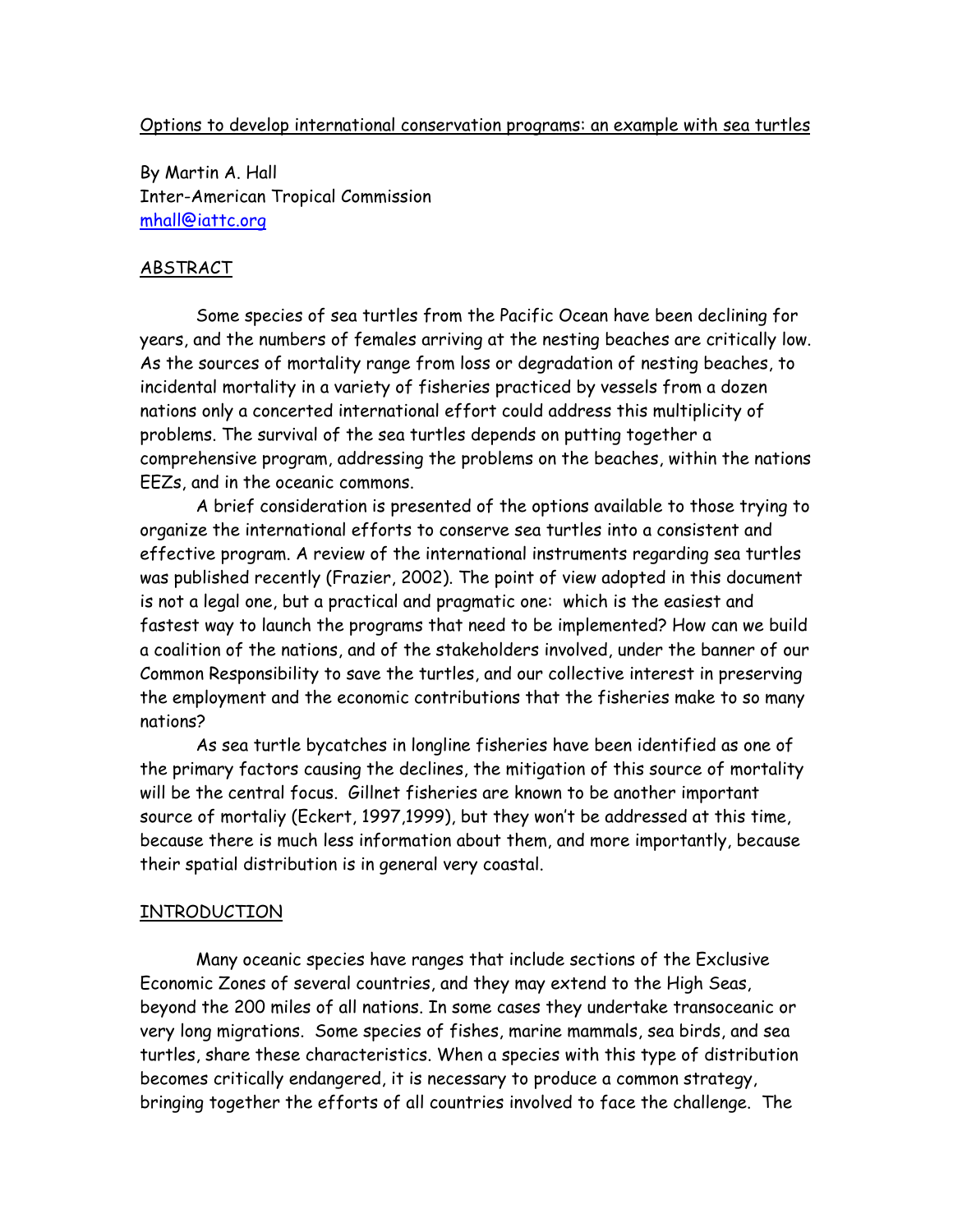Options to develop international conservation programs: an example with sea turtles

By Martin A. Hall
Inter-American Tropical Commission
mhall@iattc.org

## ABSTRACT

Some species of sea turtles from the Pacific Ocean have been declining for years, and the numbers of females arriving at the nesting beaches are critically low. As the sources of mortality range from loss or degradation of nesting beaches, to incidental mortality in a variety of fisheries practiced by vessels from a dozen nations only a concerted international effort could address this multiplicity of problems. The survival of the sea turtles depends on putting together a comprehensive program, addressing the problems on the beaches, within the nations EEZs, and in the oceanic commons.

A brief consideration is presented of the options available to those trying to organize the international efforts to conserve sea turtles into a consistent and effective program. A review of the international instruments regarding sea turtles was published recently (Frazier, 2002). The point of view adopted in this document is not a legal one, but a practical and pragmatic one: which is the easiest and fastest way to launch the programs that need to be implemented? How can we build a coalition of the nations, and of the stakeholders involved, under the banner of our Common Responsibility to save the turtles, and our collective interest in preserving the employment and the economic contributions that the fisheries make to so many nations?

As sea turtle bycatches in longline fisheries have been identified as one of the primary factors causing the declines, the mitigation of this source of mortality will be the central focus. Gillnet fisheries are known to be another important source of mortaliy (Eckert, 1997,1999), but they won't be addressed at this time, because there is much less information about them, and more importantly, because their spatial distribution is in general very coastal.

## INTRODUCTION

Many oceanic species have ranges that include sections of the Exclusive Economic Zones of several countries, and they may extend to the High Seas, beyond the 200 miles of all nations. In some cases they undertake transoceanic or very long migrations. Some species of fishes, marine mammals, sea birds, and sea turtles, share these characteristics. When a species with this type of distribution becomes critically endangered, it is necessary to produce a common strategy, bringing together the efforts of all countries involved to face the challenge. The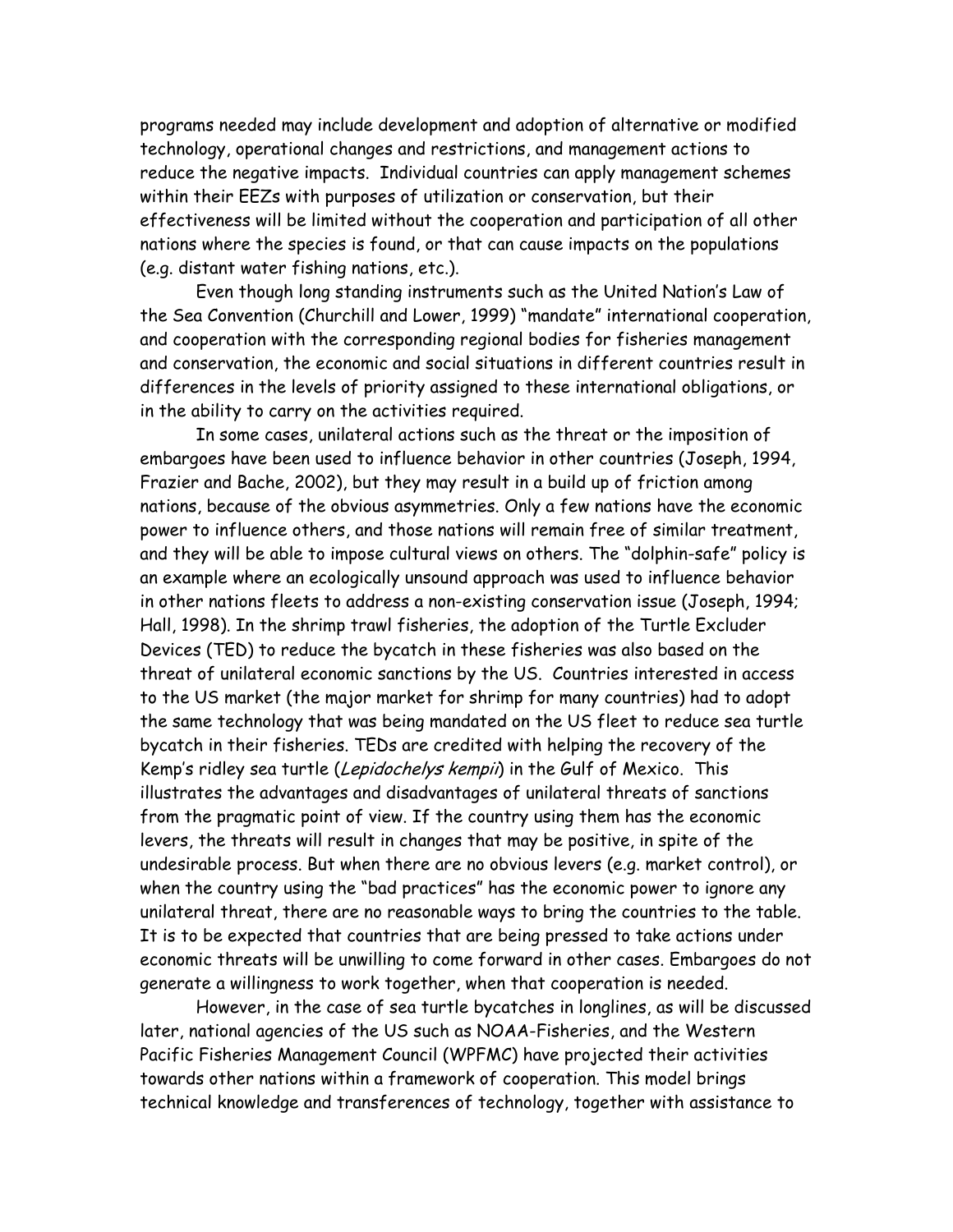programs needed may include development and adoption of alternative or modified technology, operational changes and restrictions, and management actions to reduce the negative impacts. Individual countries can apply management schemes within their EEZs with purposes of utilization or conservation, but their effectiveness will be limited without the cooperation and participation of all other nations where the species is found, or that can cause impacts on the populations (e.g. distant water fishing nations, etc.).

Even though long standing instruments such as the United Nation's Law of the Sea Convention (Churchill and Lower, 1999) "mandate" international cooperation, and cooperation with the corresponding regional bodies for fisheries management and conservation, the economic and social situations in different countries result in differences in the levels of priority assigned to these international obligations, or in the ability to carry on the activities required.

In some cases, unilateral actions such as the threat or the imposition of embargoes have been used to influence behavior in other countries (Joseph, 1994, Frazier and Bache, 2002), but they may result in a build up of friction among nations, because of the obvious asymmetries. Only a few nations have the economic power to influence others, and those nations will remain free of similar treatment, and they will be able to impose cultural views on others. The "dolphin-safe" policy is an example where an ecologically unsound approach was used to influence behavior in other nations fleets to address a non-existing conservation issue (Joseph, 1994; Hall, 1998). In the shrimp trawl fisheries, the adoption of the Turtle Excluder Devices (TED) to reduce the bycatch in these fisheries was also based on the threat of unilateral economic sanctions by the US. Countries interested in access to the US market (the major market for shrimp for many countries) had to adopt the same technology that was being mandated on the US fleet to reduce sea turtle bycatch in their fisheries. TEDs are credited with helping the recovery of the Kemp's ridley sea turtle (*Lepidochelys kempii*) in the Gulf of Mexico. This illustrates the advantages and disadvantages of unilateral threats of sanctions from the pragmatic point of view. If the country using them has the economic levers, the threats will result in changes that may be positive, in spite of the undesirable process. But when there are no obvious levers (e.g. market control), or when the country using the "bad practices" has the economic power to ignore any unilateral threat, there are no reasonable ways to bring the countries to the table. It is to be expected that countries that are being pressed to take actions under economic threats will be unwilling to come forward in other cases. Embargoes do not generate a willingness to work together, when that cooperation is needed.

However, in the case of sea turtle bycatches in longlines, as will be discussed later, national agencies of the US such as NOAA-Fisheries, and the Western Pacific Fisheries Management Council (WPFMC) have projected their activities towards other nations within a framework of cooperation. This model brings technical knowledge and transferences of technology, together with assistance to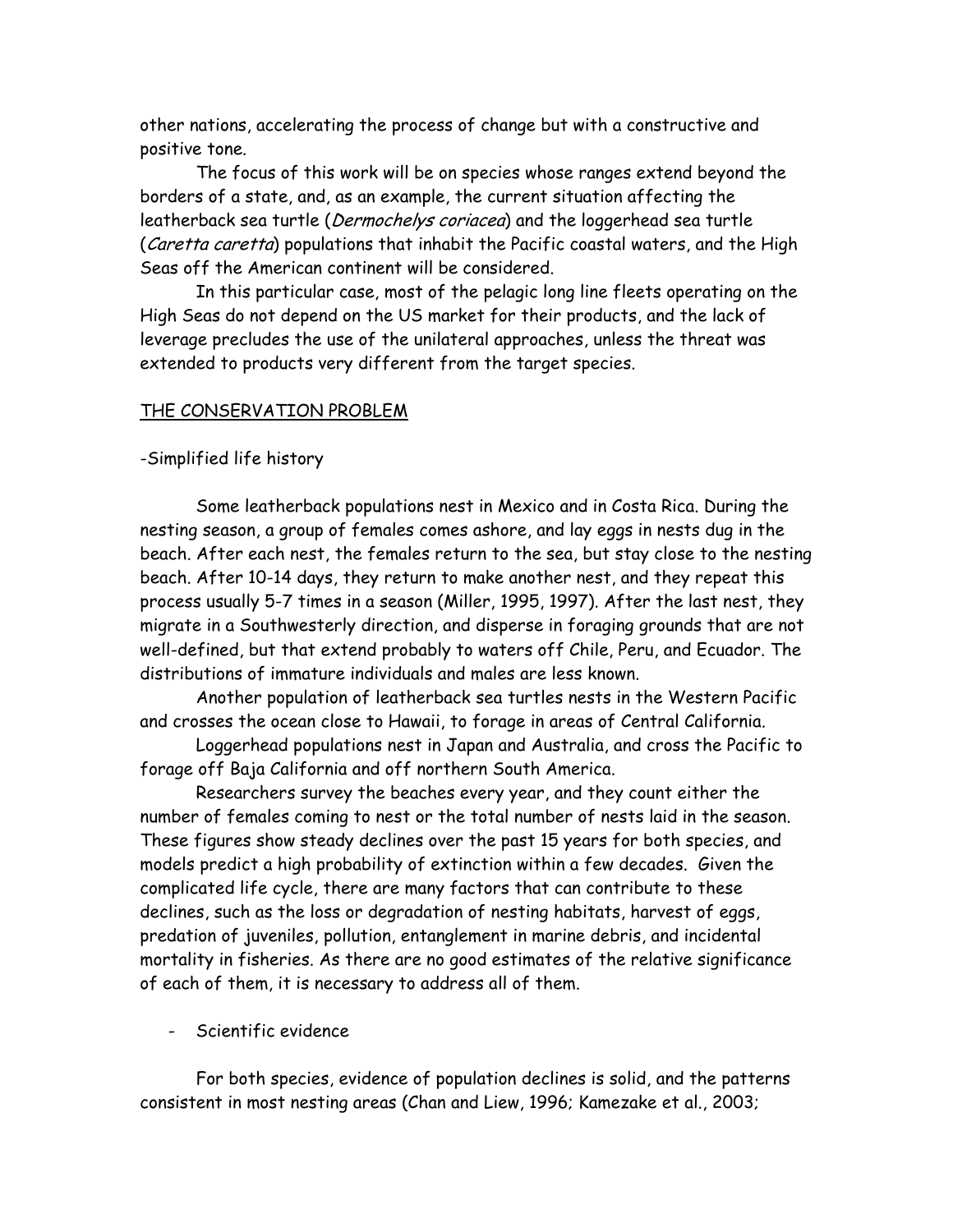other nations, accelerating the process of change but with a constructive and positive tone.

The focus of this work will be on species whose ranges extend beyond the borders of a state, and, as an example, the current situation affecting the leatherback sea turtle (*Dermochelys coriacea*) and the loggerhead sea turtle (*Caretta caretta*) populations that inhabit the Pacific coastal waters, and the High Seas off the American continent will be considered.

In this particular case, most of the pelagic long line fleets operating on the High Seas do not depend on the US market for their products, and the lack of leverage precludes the use of the unilateral approaches, unless the threat was extended to products very different from the target species.

## THE CONSERVATION PROBLEM

### -Simplified life history

Some leatherback populations nest in Mexico and in Costa Rica. During the nesting season, a group of females comes ashore, and lay eggs in nests dug in the beach. After each nest, the females return to the sea, but stay close to the nesting beach. After 10-14 days, they return to make another nest, and they repeat this process usually 5-7 times in a season (Miller, 1995, 1997). After the last nest, they migrate in a Southwesterly direction, and disperse in foraging grounds that are not well-defined, but that extend probably to waters off Chile, Peru, and Ecuador. The distributions of immature individuals and males are less known.

Another population of leatherback sea turtles nests in the Western Pacific and crosses the ocean close to Hawaii, to forage in areas of Central California.

Loggerhead populations nest in Japan and Australia, and cross the Pacific to forage off Baja California and off northern South America.

Researchers survey the beaches every year, and they count either the number of females coming to nest or the total number of nests laid in the season. These figures show steady declines over the past 15 years for both species, and models predict a high probability of extinction within a few decades. Given the complicated life cycle, there are many factors that can contribute to these declines, such as the loss or degradation of nesting habitats, harvest of eggs, predation of juveniles, pollution, entanglement in marine debris, and incidental mortality in fisheries. As there are no good estimates of the relative significance of each of them, it is necessary to address all of them.

### - Scientific evidence

For both species, evidence of population declines is solid, and the patterns consistent in most nesting areas (Chan and Liew, 1996; Kamezake et al., 2003;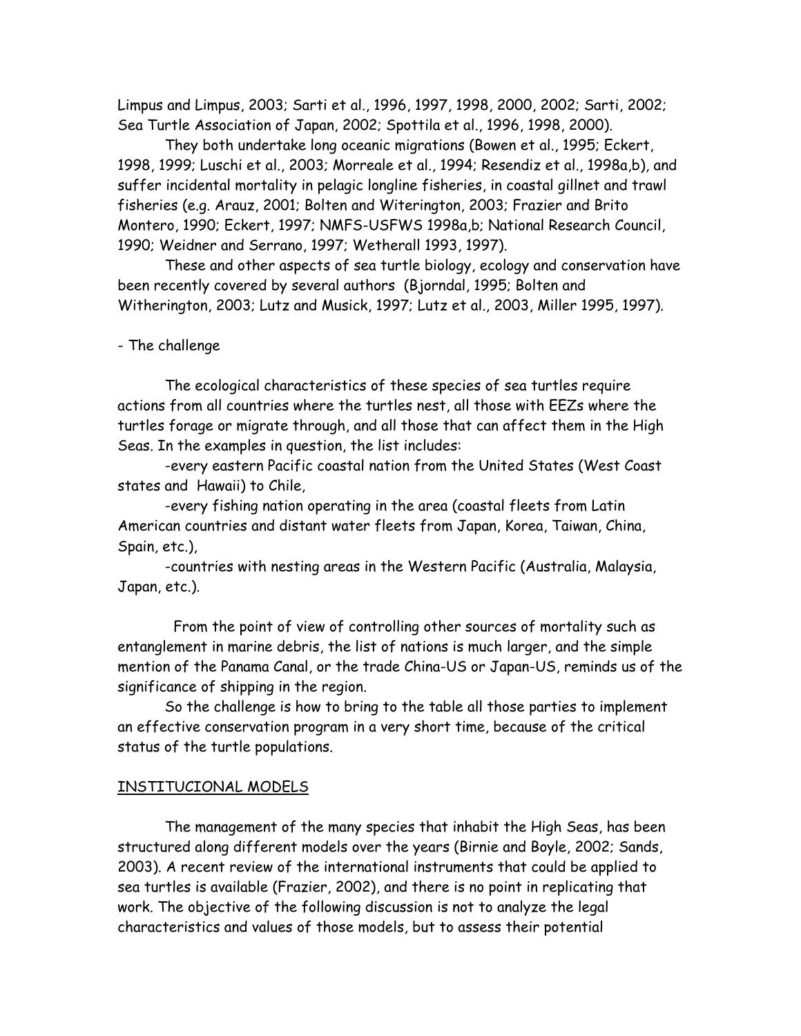Limpus and Limpus, 2003; Sarti et al., 1996, 1997, 1998, 2000, 2002; Sarti, 2002; Sea Turtle Association of Japan, 2002; Spottila et al., 1996, 1998, 2000).

They both undertake long oceanic migrations (Bowen et al., 1995; Eckert, 1998, 1999; Luschi et al., 2003; Morreale et al., 1994; Resendiz et al., 1998a,b), and suffer incidental mortality in pelagic longline fisheries, in coastal gillnet and trawl fisheries (e.g. Arauz, 2001; Bolten and Witerington, 2003; Frazier and Brito Montero, 1990; Eckert, 1997; NMFS-USFWS 1998a,b; National Research Council, 1990; Weidner and Serrano, 1997; Wetherall 1993, 1997).

These and other aspects of sea turtle biology, ecology and conservation have been recently covered by several authors (Bjorndal, 1995; Bolten and Witherington, 2003; Lutz and Musick, 1997; Lutz et al., 2003, Miller 1995, 1997).

- The challenge

The ecological characteristics of these species of sea turtles require actions from all countries where the turtles nest, all those with EEZs where the turtles forage or migrate through, and all those that can affect them in the High Seas. In the examples in question, the list includes:

-every eastern Pacific coastal nation from the United States (West Coast states and Hawaii) to Chile,

-every fishing nation operating in the area (coastal fleets from Latin American countries and distant water fleets from Japan, Korea, Taiwan, China, Spain, etc.),

-countries with nesting areas in the Western Pacific (Australia, Malaysia, Japan, etc.).

From the point of view of controlling other sources of mortality such as entanglement in marine debris, the list of nations is much larger, and the simple mention of the Panama Canal, or the trade China-US or Japan-US, reminds us of the significance of shipping in the region.

So the challenge is how to bring to the table all those parties to implement an effective conservation program in a very short time, because of the critical status of the turtle populations.

## INSTITUCIONAL MODELS

The management of the many species that inhabit the High Seas, has been structured along different models over the years (Birnie and Boyle, 2002; Sands, 2003). A recent review of the international instruments that could be applied to sea turtles is available (Frazier, 2002), and there is no point in replicating that work. The objective of the following discussion is not to analyze the legal characteristics and values of those models, but to assess their potential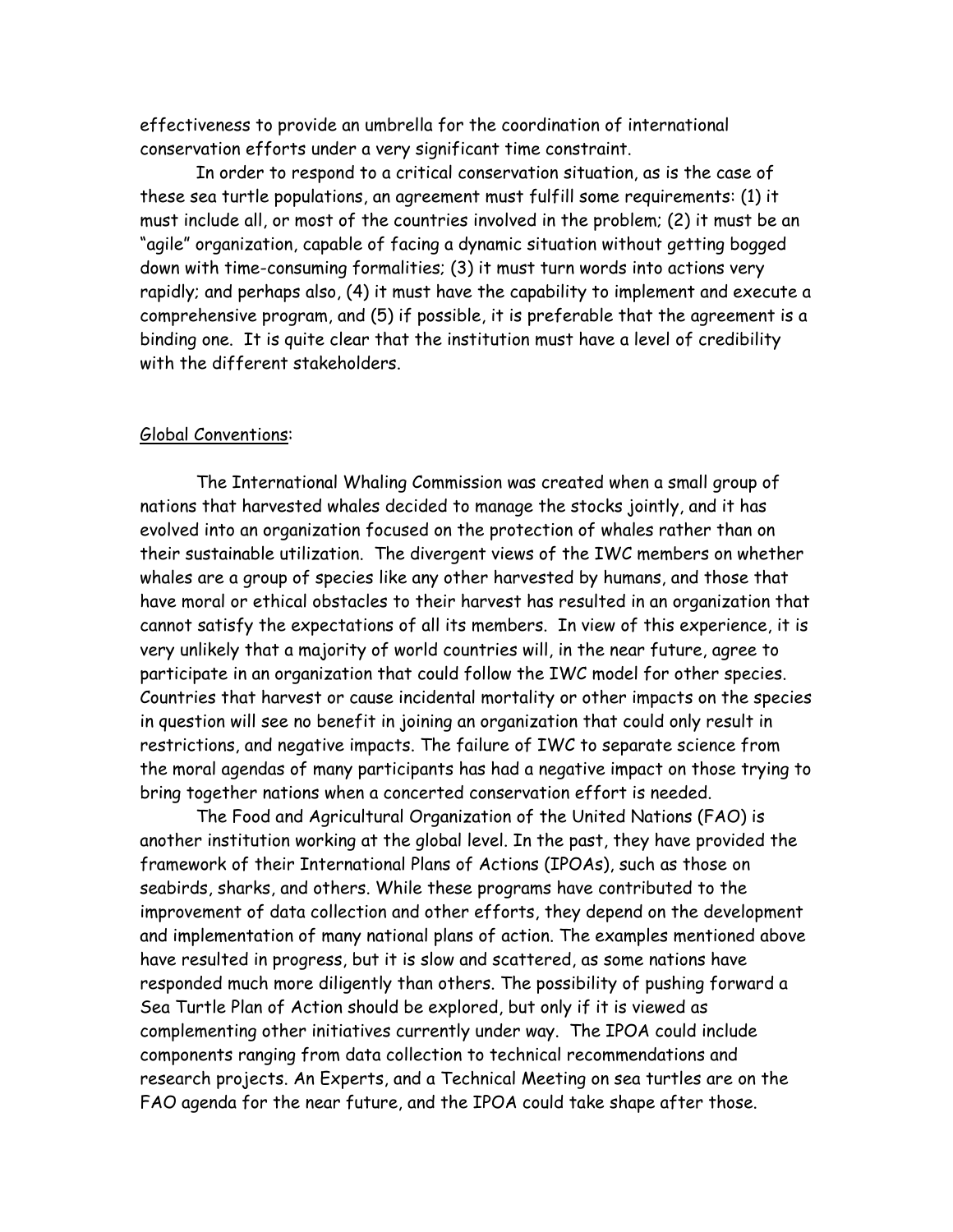effectiveness to provide an umbrella for the coordination of international conservation efforts under a very significant time constraint.

In order to respond to a critical conservation situation, as is the case of these sea turtle populations, an agreement must fulfill some requirements: (1) it must include all, or most of the countries involved in the problem; (2) it must be an "agile" organization, capable of facing a dynamic situation without getting bogged down with time-consuming formalities; (3) it must turn words into actions very rapidly; and perhaps also, (4) it must have the capability to implement and execute a comprehensive program, and (5) if possible, it is preferable that the agreement is a binding one. It is quite clear that the institution must have a level of credibility with the different stakeholders.

<u>Global Conventions</u>:

The International Whaling Commission was created when a small group of nations that harvested whales decided to manage the stocks jointly, and it has evolved into an organization focused on the protection of whales rather than on their sustainable utilization. The divergent views of the IWC members on whether whales are a group of species like any other harvested by humans, and those that have moral or ethical obstacles to their harvest has resulted in an organization that cannot satisfy the expectations of all its members. In view of this experience, it is very unlikely that a majority of world countries will, in the near future, agree to participate in an organization that could follow the IWC model for other species. Countries that harvest or cause incidental mortality or other impacts on the species in question will see no benefit in joining an organization that could only result in restrictions, and negative impacts. The failure of IWC to separate science from the moral agendas of many participants has had a negative impact on those trying to bring together nations when a concerted conservation effort is needed.

The Food and Agricultural Organization of the United Nations (FAO) is another institution working at the global level. In the past, they have provided the framework of their International Plans of Actions (IPOAs), such as those on seabirds, sharks, and others. While these programs have contributed to the improvement of data collection and other efforts, they depend on the development and implementation of many national plans of action. The examples mentioned above have resulted in progress, but it is slow and scattered, as some nations have responded much more diligently than others. The possibility of pushing forward a Sea Turtle Plan of Action should be explored, but only if it is viewed as complementing other initiatives currently under way. The IPOA could include components ranging from data collection to technical recommendations and research projects. An Experts, and a Technical Meeting on sea turtles are on the FAO agenda for the near future, and the IPOA could take shape after those.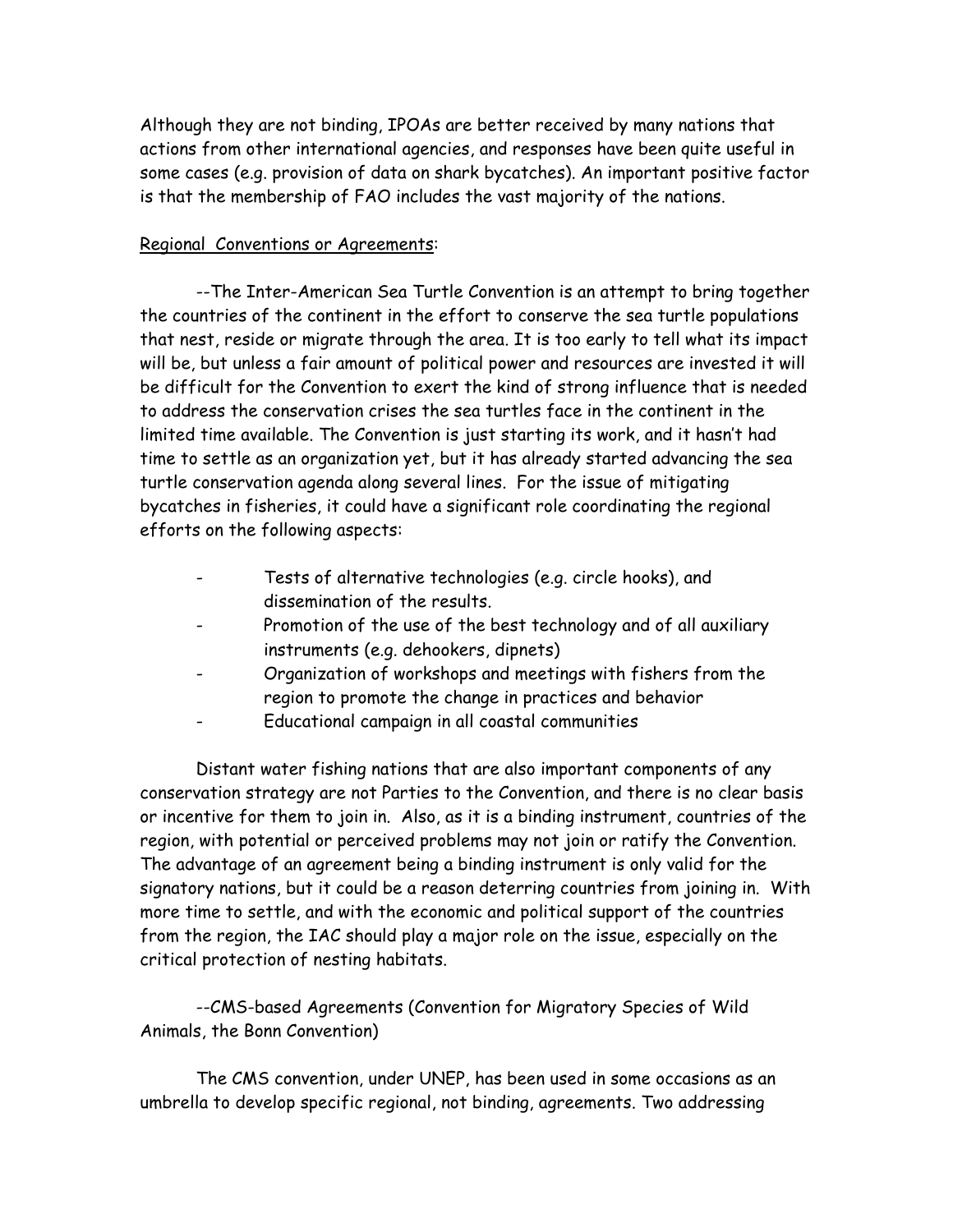Although they are not binding, IPOAs are better received by many nations that actions from other international agencies, and responses have been quite useful in some cases (e.g. provision of data on shark bycatches). An important positive factor is that the membership of FAO includes the vast majority of the nations.

<u>Regional Conventions or Agreements</u>:

--The Inter-American Sea Turtle Convention is an attempt to bring together the countries of the continent in the effort to conserve the sea turtle populations that nest, reside or migrate through the area. It is too early to tell what its impact will be, but unless a fair amount of political power and resources are invested it will be difficult for the Convention to exert the kind of strong influence that is needed to address the conservation crises the sea turtles face in the continent in the limited time available. The Convention is just starting its work, and it hasn't had time to settle as an organization yet, but it has already started advancing the sea turtle conservation agenda along several lines. For the issue of mitigating bycatches in fisheries, it could have a significant role coordinating the regional efforts on the following aspects:

- Tests of alternative technologies (e.g. circle hooks), and dissemination of the results.
- Promotion of the use of the best technology and of all auxiliary instruments (e.g. dehookers, dipnets)
- Organization of workshops and meetings with fishers from the region to promote the change in practices and behavior
- Educational campaign in all coastal communities

Distant water fishing nations that are also important components of any conservation strategy are not Parties to the Convention, and there is no clear basis or incentive for them to join in. Also, as it is a binding instrument, countries of the region, with potential or perceived problems may not join or ratify the Convention. The advantage of an agreement being a binding instrument is only valid for the signatory nations, but it could be a reason deterring countries from joining in. With more time to settle, and with the economic and political support of the countries from the region, the IAC should play a major role on the issue, especially on the critical protection of nesting habitats.

--CMS-based Agreements (Convention for Migratory Species of Wild Animals, the Bonn Convention)

The CMS convention, under UNEP, has been used in some occasions as an umbrella to develop specific regional, not binding, agreements. Two addressing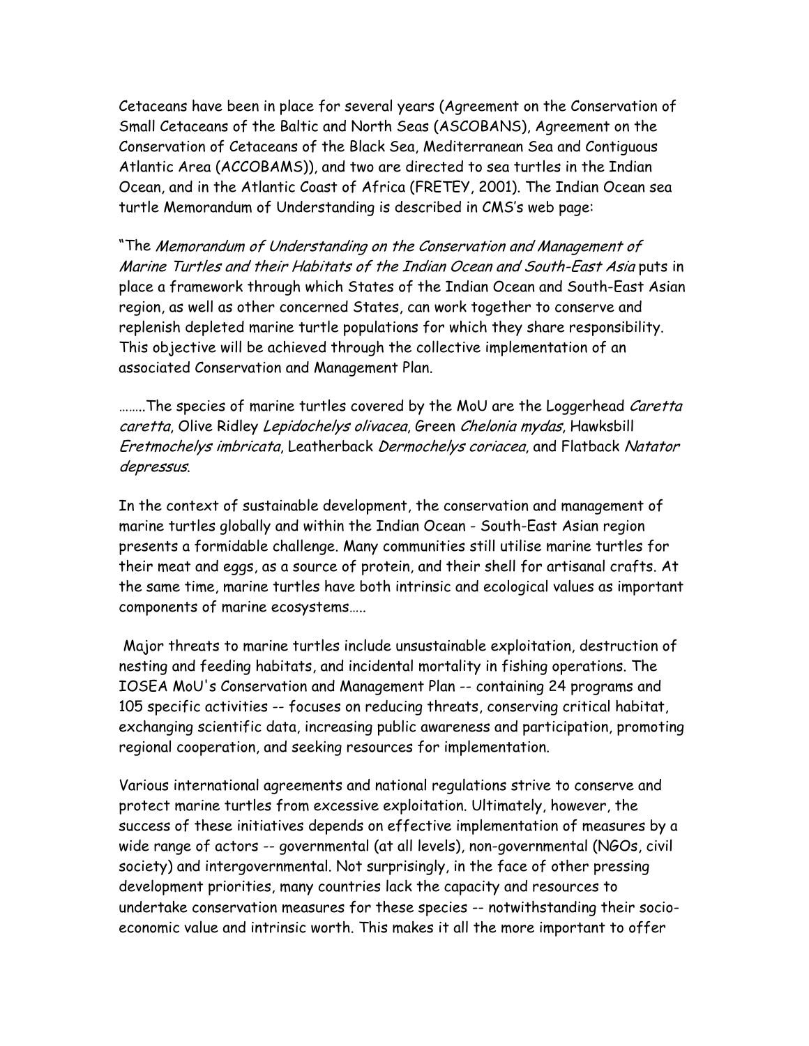Cetaceans have been in place for several years (Agreement on the Conservation of Small Cetaceans of the Baltic and North Seas (ASCOBANS), Agreement on the Conservation of Cetaceans of the Black Sea, Mediterranean Sea and Contiguous Atlantic Area (ACCOBAMS)), and two are directed to sea turtles in the Indian Ocean, and in the Atlantic Coast of Africa (FRETEY, 2001). The Indian Ocean sea turtle Memorandum of Understanding is described in CMS's web page:

"The *Memorandum of Understanding on the Conservation and Management of Marine Turtles and their Habitats of the Indian Ocean and South-East Asia* puts in place a framework through which States of the Indian Ocean and South-East Asian region, as well as other concerned States, can work together to conserve and replenish depleted marine turtle populations for which they share responsibility. This objective will be achieved through the collective implementation of an associated Conservation and Management Plan.

……..The species of marine turtles covered by the MoU are the Loggerhead *Caretta caretta*, Olive Ridley *Lepidochelys olivacea*, Green *Chelonia mydas*, Hawksbill *Eretmochelys imbricata*, Leatherback *Dermochelys coriacea*, and Flatback *Natator depressus*.

In the context of sustainable development, the conservation and management of marine turtles globally and within the Indian Ocean - South-East Asian region presents a formidable challenge. Many communities still utilise marine turtles for their meat and eggs, as a source of protein, and their shell for artisanal crafts. At the same time, marine turtles have both intrinsic and ecological values as important components of marine ecosystems…..

Major threats to marine turtles include unsustainable exploitation, destruction of nesting and feeding habitats, and incidental mortality in fishing operations. The IOSEA MoU's Conservation and Management Plan -- containing 24 programs and 105 specific activities -- focuses on reducing threats, conserving critical habitat, exchanging scientific data, increasing public awareness and participation, promoting regional cooperation, and seeking resources for implementation.

Various international agreements and national regulations strive to conserve and protect marine turtles from excessive exploitation. Ultimately, however, the success of these initiatives depends on effective implementation of measures by a wide range of actors -- governmental (at all levels), non-governmental (NGOs, civil society) and intergovernmental. Not surprisingly, in the face of other pressing development priorities, many countries lack the capacity and resources to undertake conservation measures for these species -- notwithstanding their socio-economic value and intrinsic worth. This makes it all the more important to offer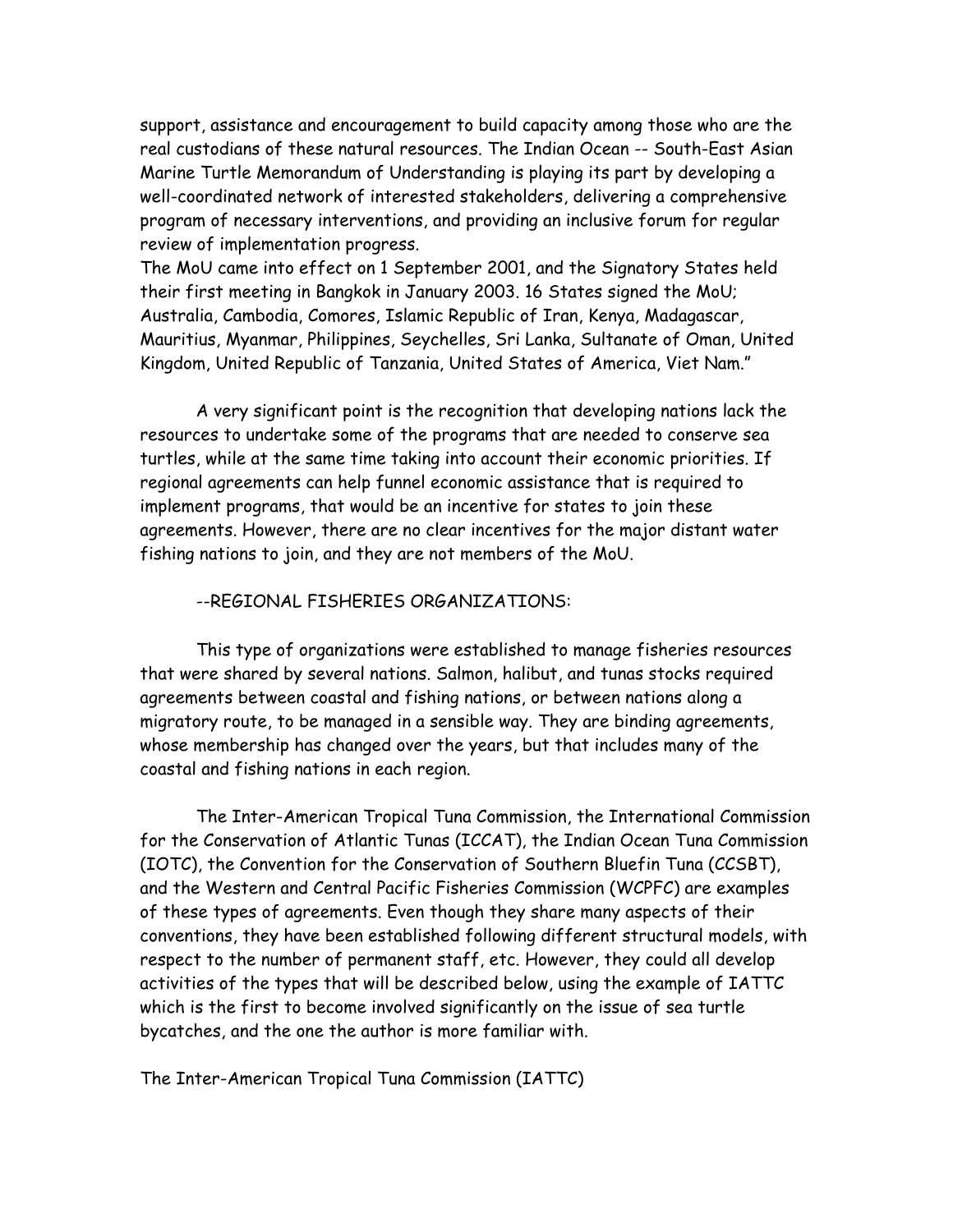support, assistance and encouragement to build capacity among those who are the real custodians of these natural resources. The Indian Ocean -- South-East Asian Marine Turtle Memorandum of Understanding is playing its part by developing a well-coordinated network of interested stakeholders, delivering a comprehensive program of necessary interventions, and providing an inclusive forum for regular review of implementation progress.

The MoU came into effect on 1 September 2001, and the Signatory States held their first meeting in Bangkok in January 2003. 16 States signed the MoU; Australia, Cambodia, Comores, Islamic Republic of Iran, Kenya, Madagascar, Mauritius, Myanmar, Philippines, Seychelles, Sri Lanka, Sultanate of Oman, United Kingdom, United Republic of Tanzania, United States of America, Viet Nam."

A very significant point is the recognition that developing nations lack the resources to undertake some of the programs that are needed to conserve sea turtles, while at the same time taking into account their economic priorities. If regional agreements can help funnel economic assistance that is required to implement programs, that would be an incentive for states to join these agreements. However, there are no clear incentives for the major distant water fishing nations to join, and they are not members of the MoU.

--REGIONAL FISHERIES ORGANIZATIONS:

This type of organizations were established to manage fisheries resources that were shared by several nations. Salmon, halibut, and tunas stocks required agreements between coastal and fishing nations, or between nations along a migratory route, to be managed in a sensible way. They are binding agreements, whose membership has changed over the years, but that includes many of the coastal and fishing nations in each region.

The Inter-American Tropical Tuna Commission, the International Commission for the Conservation of Atlantic Tunas (ICCAT), the Indian Ocean Tuna Commission (IOTC), the Convention for the Conservation of Southern Bluefin Tuna (CCSBT), and the Western and Central Pacific Fisheries Commission (WCPFC) are examples of these types of agreements. Even though they share many aspects of their conventions, they have been established following different structural models, with respect to the number of permanent staff, etc. However, they could all develop activities of the types that will be described below, using the example of IATTC which is the first to become involved significantly on the issue of sea turtle bycatches, and the one the author is more familiar with.

The Inter-American Tropical Tuna Commission (IATTC)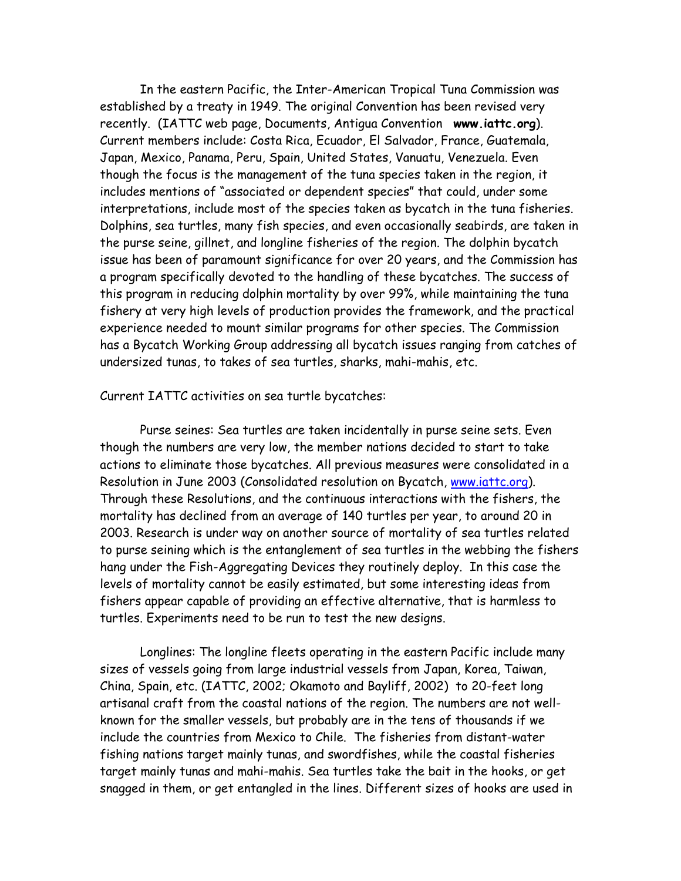In the eastern Pacific, the Inter-American Tropical Tuna Commission was established by a treaty in 1949. The original Convention has been revised very recently. (IATTC web page, Documents, Antigua Convention **www.iattc.org**). Current members include: Costa Rica, Ecuador, El Salvador, France, Guatemala, Japan, Mexico, Panama, Peru, Spain, United States, Vanuatu, Venezuela. Even though the focus is the management of the tuna species taken in the region, it includes mentions of "associated or dependent species" that could, under some interpretations, include most of the species taken as bycatch in the tuna fisheries. Dolphins, sea turtles, many fish species, and even occasionally seabirds, are taken in the purse seine, gillnet, and longline fisheries of the region. The dolphin bycatch issue has been of paramount significance for over 20 years, and the Commission has a program specifically devoted to the handling of these bycatches. The success of this program in reducing dolphin mortality by over 99%, while maintaining the tuna fishery at very high levels of production provides the framework, and the practical experience needed to mount similar programs for other species. The Commission has a Bycatch Working Group addressing all bycatch issues ranging from catches of undersized tunas, to takes of sea turtles, sharks, mahi-mahis, etc.

Current IATTC activities on sea turtle bycatches:

Purse seines: Sea turtles are taken incidentally in purse seine sets. Even though the numbers are very low, the member nations decided to start to take actions to eliminate those bycatches. All previous measures were consolidated in a Resolution in June 2003 (Consolidated resolution on Bycatch, www.iattc.org). Through these Resolutions, and the continuous interactions with the fishers, the mortality has declined from an average of 140 turtles per year, to around 20 in 2003. Research is under way on another source of mortality of sea turtles related to purse seining which is the entanglement of sea turtles in the webbing the fishers hang under the Fish-Aggregating Devices they routinely deploy. In this case the levels of mortality cannot be easily estimated, but some interesting ideas from fishers appear capable of providing an effective alternative, that is harmless to turtles. Experiments need to be run to test the new designs.

Longlines: The longline fleets operating in the eastern Pacific include many sizes of vessels going from large industrial vessels from Japan, Korea, Taiwan, China, Spain, etc. (IATTC, 2002; Okamoto and Bayliff, 2002) to 20-feet long artisanal craft from the coastal nations of the region. The numbers are not well-known for the smaller vessels, but probably are in the tens of thousands if we include the countries from Mexico to Chile. The fisheries from distant-water fishing nations target mainly tunas, and swordfishes, while the coastal fisheries target mainly tunas and mahi-mahis. Sea turtles take the bait in the hooks, or get snagged in them, or get entangled in the lines. Different sizes of hooks are used in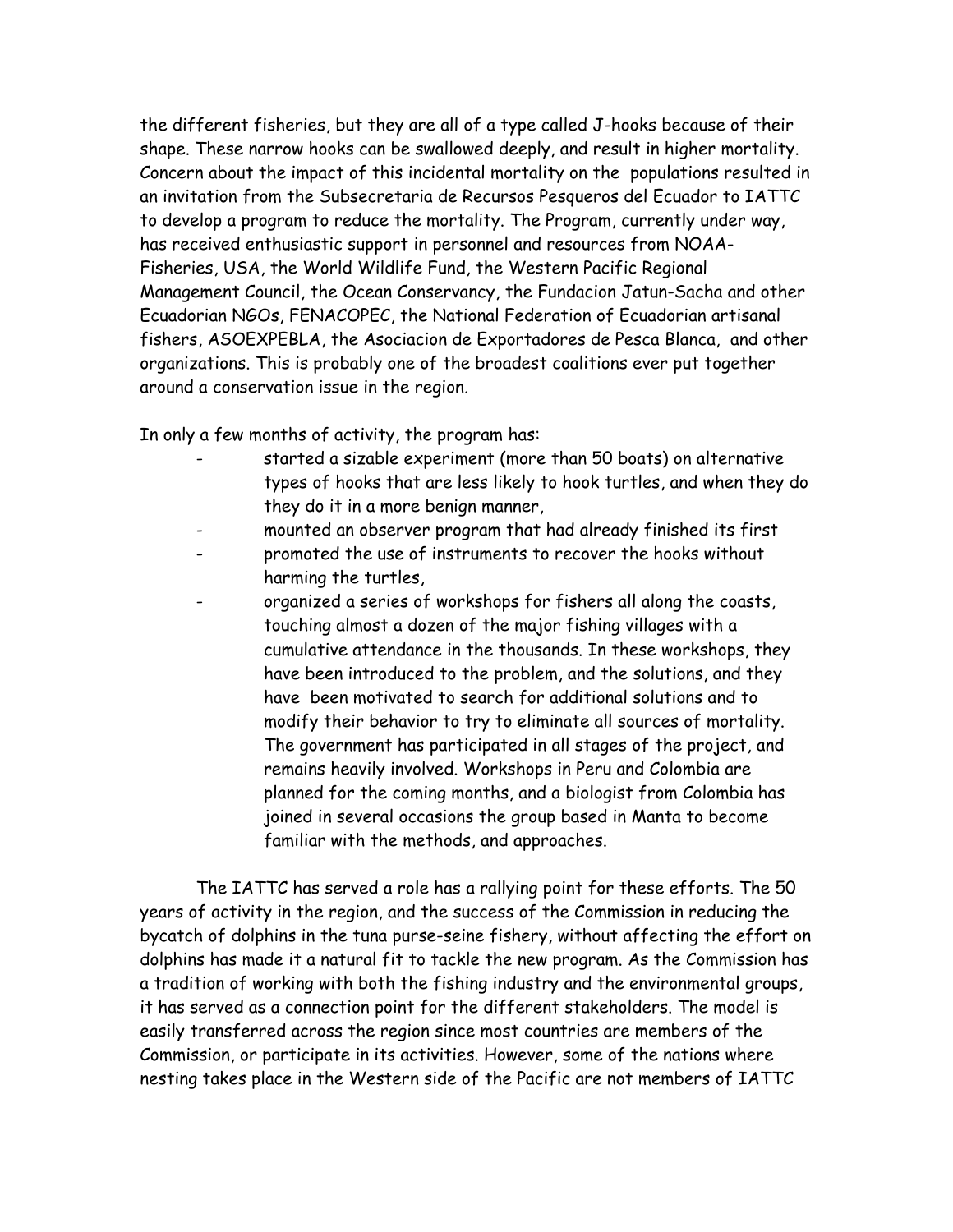the different fisheries, but they are all of a type called J-hooks because of their shape. These narrow hooks can be swallowed deeply, and result in higher mortality. Concern about the impact of this incidental mortality on the populations resulted in an invitation from the Subsecretaria de Recursos Pesqueros del Ecuador to IATTC to develop a program to reduce the mortality. The Program, currently under way, has received enthusiastic support in personnel and resources from NOAA-Fisheries, USA, the World Wildlife Fund, the Western Pacific Regional Management Council, the Ocean Conservancy, the Fundacion Jatun-Sacha and other Ecuadorian NGOs, FENACOPEC, the National Federation of Ecuadorian artisanal fishers, ASOEXPEBLA, the Asociacion de Exportadores de Pesca Blanca, and other organizations. This is probably one of the broadest coalitions ever put together around a conservation issue in the region.

In only a few months of activity, the program has:

- started a sizable experiment (more than 50 boats) on alternative types of hooks that are less likely to hook turtles, and when they do they do it in a more benign manner,
- mounted an observer program that had already finished its first
- promoted the use of instruments to recover the hooks without harming the turtles,
- organized a series of workshops for fishers all along the coasts, touching almost a dozen of the major fishing villages with a cumulative attendance in the thousands. In these workshops, they have been introduced to the problem, and the solutions, and they have been motivated to search for additional solutions and to modify their behavior to try to eliminate all sources of mortality. The government has participated in all stages of the project, and remains heavily involved. Workshops in Peru and Colombia are planned for the coming months, and a biologist from Colombia has joined in several occasions the group based in Manta to become familiar with the methods, and approaches.

The IATTC has served a role has a rallying point for these efforts. The 50 years of activity in the region, and the success of the Commission in reducing the bycatch of dolphins in the tuna purse-seine fishery, without affecting the effort on dolphins has made it a natural fit to tackle the new program. As the Commission has a tradition of working with both the fishing industry and the environmental groups, it has served as a connection point for the different stakeholders. The model is easily transferred across the region since most countries are members of the Commission, or participate in its activities. However, some of the nations where nesting takes place in the Western side of the Pacific are not members of IATTC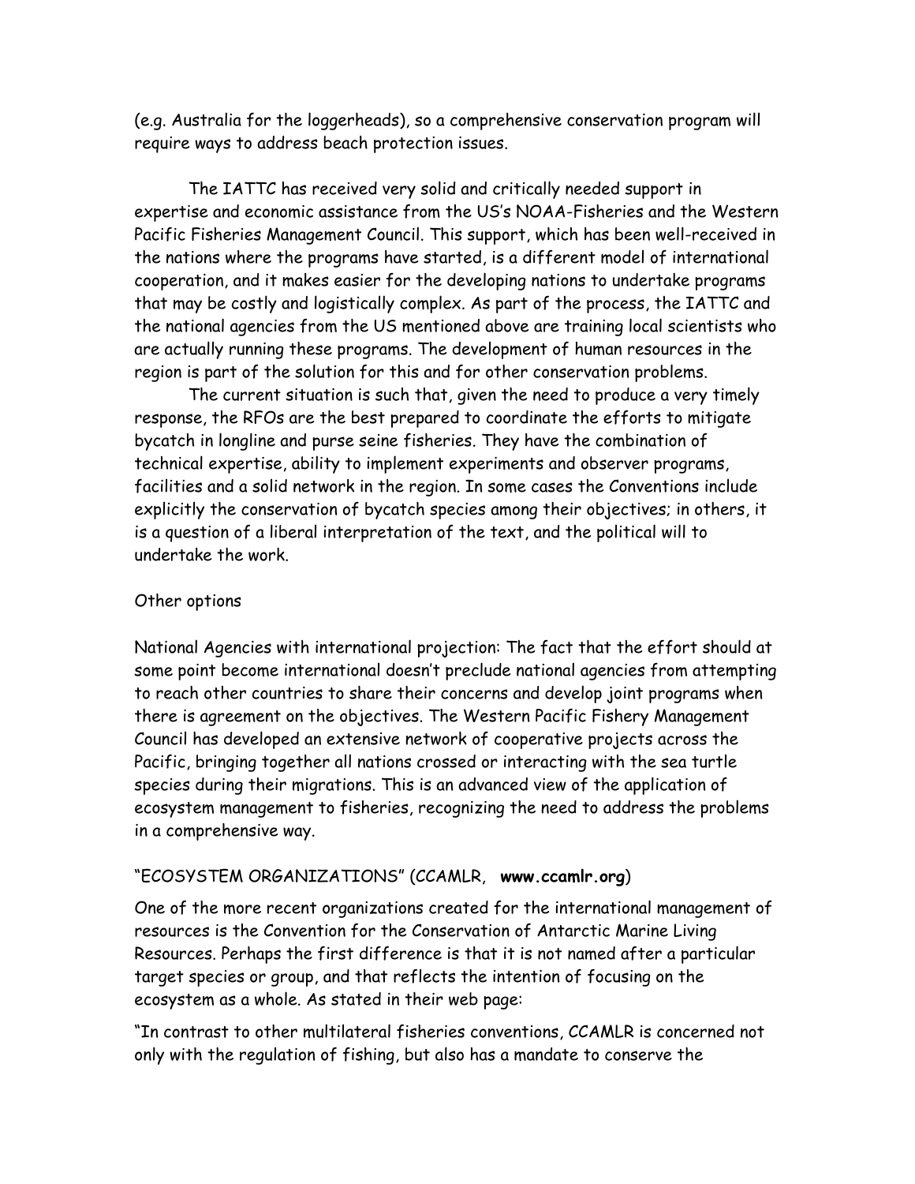(e.g. Australia for the loggerheads), so a comprehensive conservation program will require ways to address beach protection issues.

The IATTC has received very solid and critically needed support in expertise and economic assistance from the US's NOAA-Fisheries and the Western Pacific Fisheries Management Council. This support, which has been well-received in the nations where the programs have started, is a different model of international cooperation, and it makes easier for the developing nations to undertake programs that may be costly and logistically complex. As part of the process, the IATTC and the national agencies from the US mentioned above are training local scientists who are actually running these programs. The development of human resources in the region is part of the solution for this and for other conservation problems.

The current situation is such that, given the need to produce a very timely response, the RFOs are the best prepared to coordinate the efforts to mitigate bycatch in longline and purse seine fisheries. They have the combination of technical expertise, ability to implement experiments and observer programs, facilities and a solid network in the region. In some cases the Conventions include explicitly the conservation of bycatch species among their objectives; in others, it is a question of a liberal interpretation of the text, and the political will to undertake the work.

Other options

National Agencies with international projection: The fact that the effort should at some point become international doesn't preclude national agencies from attempting to reach other countries to share their concerns and develop joint programs when there is agreement on the objectives. The Western Pacific Fishery Management Council has developed an extensive network of cooperative projects across the Pacific, bringing together all nations crossed or interacting with the sea turtle species during their migrations. This is an advanced view of the application of ecosystem management to fisheries, recognizing the need to address the problems in a comprehensive way.

"ECOSYSTEM ORGANIZATIONS" (CCAMLR, **www.ccamlr.org**)

One of the more recent organizations created for the international management of resources is the Convention for the Conservation of Antarctic Marine Living Resources. Perhaps the first difference is that it is not named after a particular target species or group, and that reflects the intention of focusing on the ecosystem as a whole. As stated in their web page:

"In contrast to other multilateral fisheries conventions, CCAMLR is concerned not only with the regulation of fishing, but also has a mandate to conserve the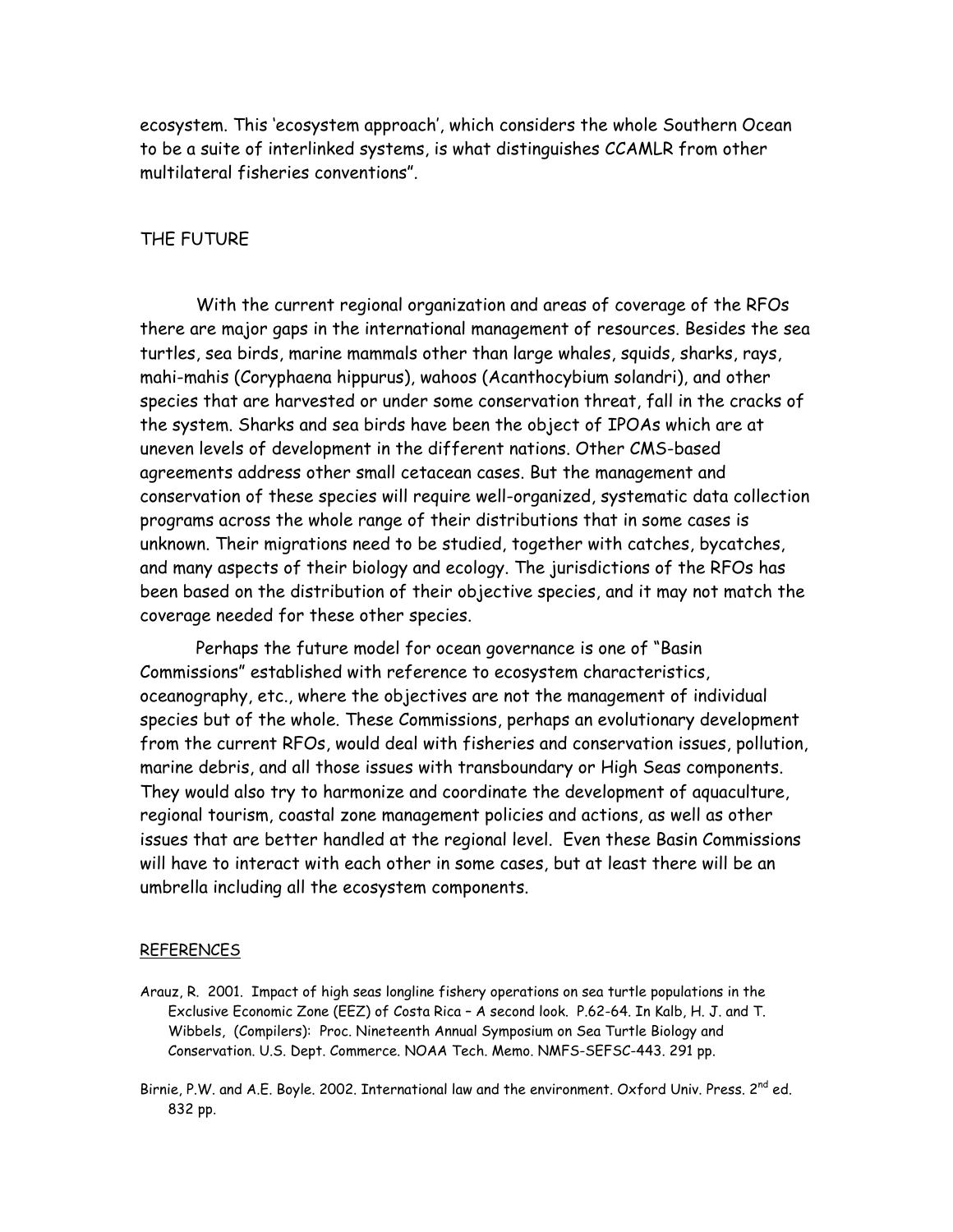ecosystem. This 'ecosystem approach', which considers the whole Southern Ocean to be a suite of interlinked systems, is what distinguishes CCAMLR from other multilateral fisheries conventions".

## THE FUTURE

With the current regional organization and areas of coverage of the RFOs there are major gaps in the international management of resources. Besides the sea turtles, sea birds, marine mammals other than large whales, squids, sharks, rays, mahi-mahis (Coryphaena hippurus), wahoos (Acanthocybium solandri), and other species that are harvested or under some conservation threat, fall in the cracks of the system. Sharks and sea birds have been the object of IPOAs which are at uneven levels of development in the different nations. Other CMS-based agreements address other small cetacean cases. But the management and conservation of these species will require well-organized, systematic data collection programs across the whole range of their distributions that in some cases is unknown. Their migrations need to be studied, together with catches, bycatches, and many aspects of their biology and ecology. The jurisdictions of the RFOs has been based on the distribution of their objective species, and it may not match the coverage needed for these other species.

Perhaps the future model for ocean governance is one of "Basin Commissions" established with reference to ecosystem characteristics, oceanography, etc., where the objectives are not the management of individual species but of the whole. These Commissions, perhaps an evolutionary development from the current RFOs, would deal with fisheries and conservation issues, pollution, marine debris, and all those issues with transboundary or High Seas components. They would also try to harmonize and coordinate the development of aquaculture, regional tourism, coastal zone management policies and actions, as well as other issues that are better handled at the regional level. Even these Basin Commissions will have to interact with each other in some cases, but at least there will be an umbrella including all the ecosystem components.

## REFERENCES

Arauz, R. 2001. Impact of high seas longline fishery operations on sea turtle populations in the Exclusive Economic Zone (EEZ) of Costa Rica – A second look. P.62-64. In Kalb, H. J. and T. Wibbels, (Compilers): Proc. Nineteenth Annual Symposium on Sea Turtle Biology and Conservation. U.S. Dept. Commerce. NOAA Tech. Memo. NMFS-SEFSC-443. 291 pp.

Birnie, P.W. and A.E. Boyle. 2002. International law and the environment. Oxford Univ. Press. 2nd ed. 832 pp.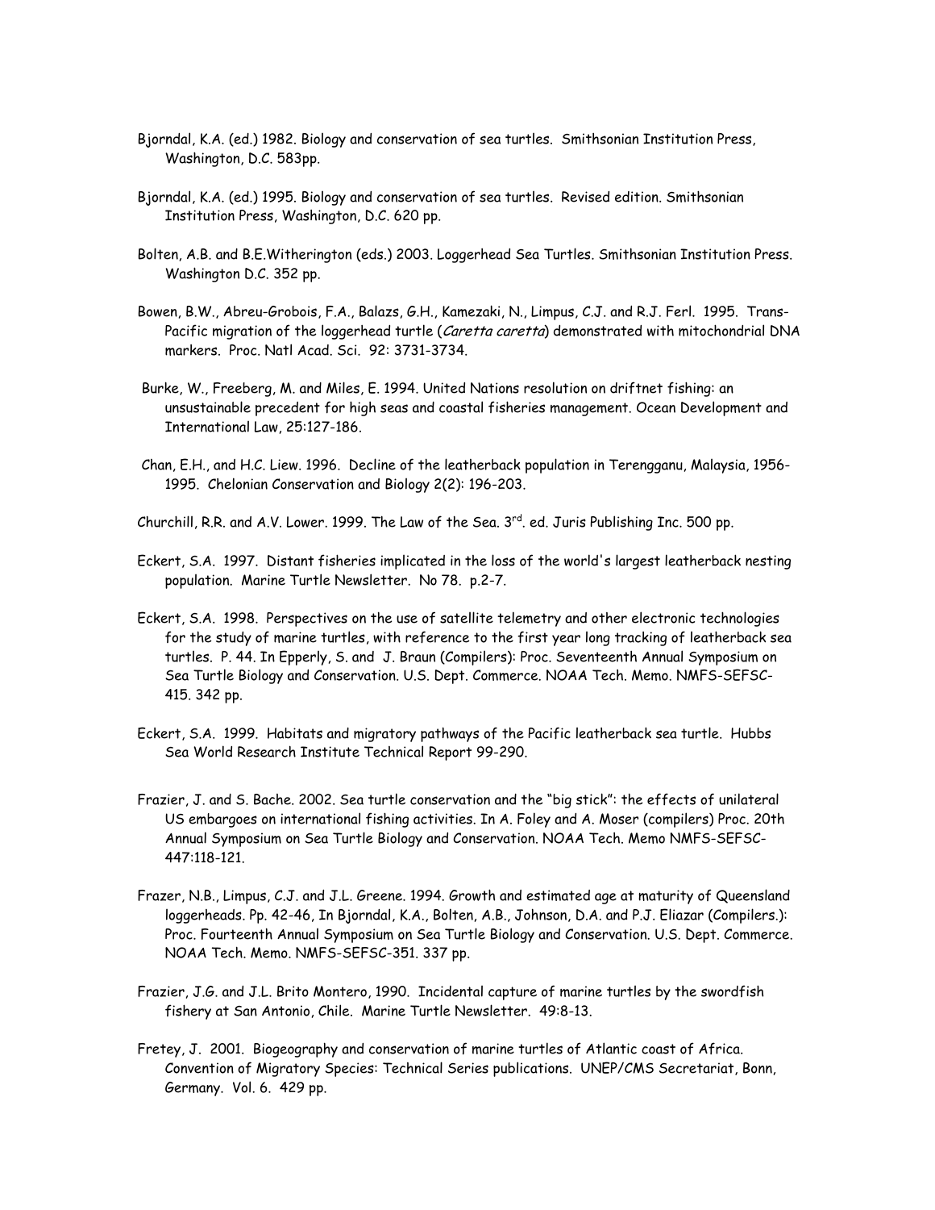Bjorndal, K.A. (ed.) 1982. Biology and conservation of sea turtles. Smithsonian Institution Press, Washington, D.C. 583pp.

Bjorndal, K.A. (ed.) 1995. Biology and conservation of sea turtles. Revised edition. Smithsonian Institution Press, Washington, D.C. 620 pp.

Bolten, A.B. and B.E.Witherington (eds.) 2003. Loggerhead Sea Turtles. Smithsonian Institution Press. Washington D.C. 352 pp.

Bowen, B.W., Abreu-Grobois, F.A., Balazs, G.H., Kamezaki, N., Limpus, C.J. and R.J. Ferl. 1995. Trans-Pacific migration of the loggerhead turtle (*Caretta caretta*) demonstrated with mitochondrial DNA markers. Proc. Natl Acad. Sci. 92: 3731-3734.

Burke, W., Freeberg, M. and Miles, E. 1994. United Nations resolution on driftnet fishing: an unsustainable precedent for high seas and coastal fisheries management. Ocean Development and International Law, 25:127-186.

Chan, E.H., and H.C. Liew. 1996. Decline of the leatherback population in Terengganu, Malaysia, 1956-1995. Chelonian Conservation and Biology 2(2): 196-203.

Churchill, R.R. and A.V. Lower. 1999. The Law of the Sea. 3rd. ed. Juris Publishing Inc. 500 pp.

Eckert, S.A. 1997. Distant fisheries implicated in the loss of the world's largest leatherback nesting population. Marine Turtle Newsletter. No 78. p.2-7.

Eckert, S.A. 1998. Perspectives on the use of satellite telemetry and other electronic technologies for the study of marine turtles, with reference to the first year long tracking of leatherback sea turtles. P. 44. In Epperly, S. and J. Braun (Compilers): Proc. Seventeenth Annual Symposium on Sea Turtle Biology and Conservation. U.S. Dept. Commerce. NOAA Tech. Memo. NMFS-SEFSC-415. 342 pp.

Eckert, S.A. 1999. Habitats and migratory pathways of the Pacific leatherback sea turtle. Hubbs Sea World Research Institute Technical Report 99-290.

Frazier, J. and S. Bache. 2002. Sea turtle conservation and the "big stick": the effects of unilateral US embargoes on international fishing activities. In A. Foley and A. Moser (compilers) Proc. 20th Annual Symposium on Sea Turtle Biology and Conservation. NOAA Tech. Memo NMFS-SEFSC-447:118-121.

Frazer, N.B., Limpus, C.J. and J.L. Greene. 1994. Growth and estimated age at maturity of Queensland loggerheads. Pp. 42-46, In Bjorndal, K.A., Bolten, A.B., Johnson, D.A. and P.J. Eliazar (Compilers.): Proc. Fourteenth Annual Symposium on Sea Turtle Biology and Conservation. U.S. Dept. Commerce. NOAA Tech. Memo. NMFS-SEFSC-351. 337 pp.

Frazier, J.G. and J.L. Brito Montero, 1990. Incidental capture of marine turtles by the swordfish fishery at San Antonio, Chile. Marine Turtle Newsletter. 49:8-13.

Fretey, J. 2001. Biogeography and conservation of marine turtles of Atlantic coast of Africa. Convention of Migratory Species: Technical Series publications. UNEP/CMS Secretariat, Bonn, Germany. Vol. 6. 429 pp.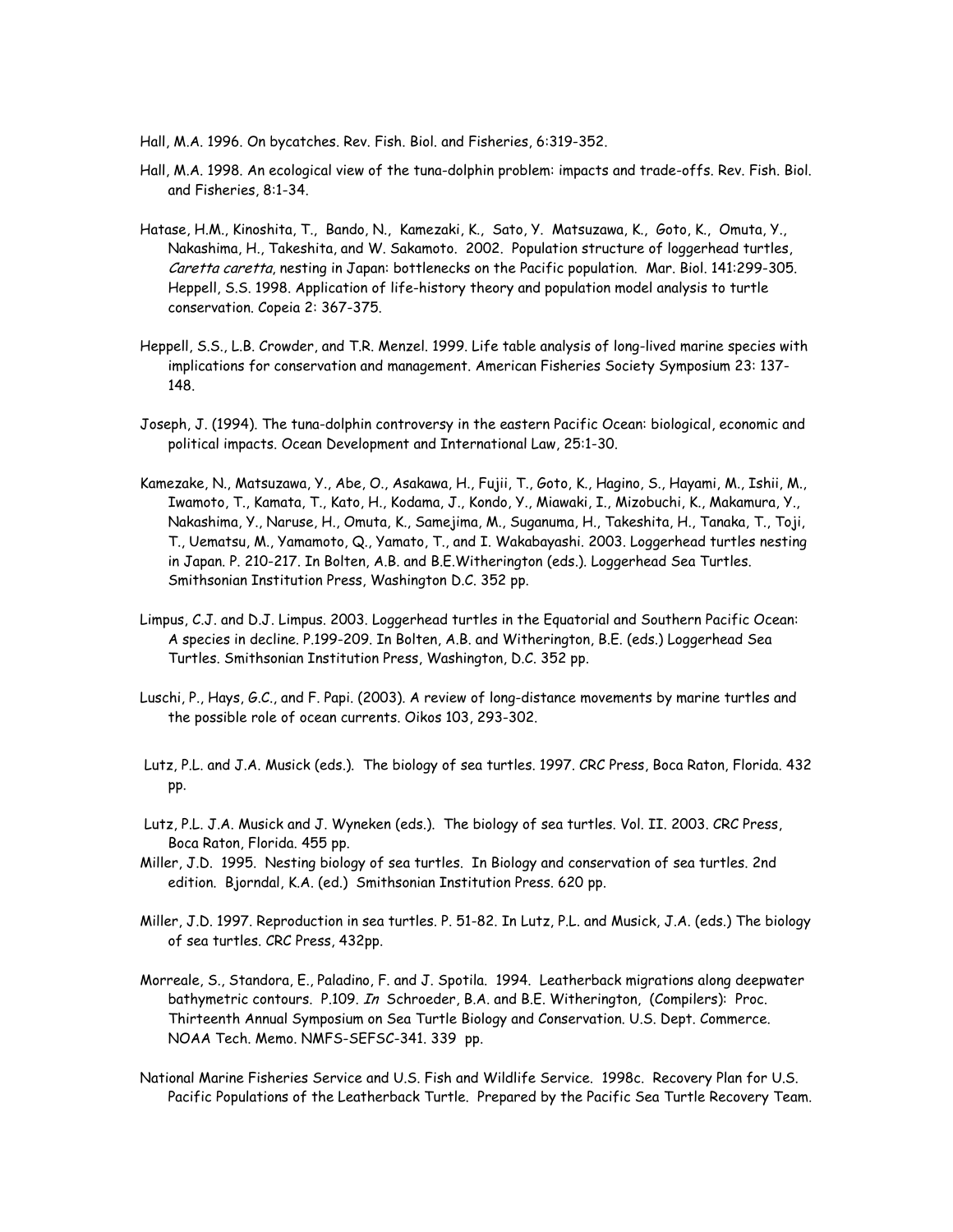Hall, M.A. 1996. On bycatches. Rev. Fish. Biol. and Fisheries, 6:319-352.

Hall, M.A. 1998. An ecological view of the tuna-dolphin problem: impacts and trade-offs. Rev. Fish. Biol. and Fisheries, 8:1-34.

Hatase, H.M., Kinoshita, T., Bando, N., Kamezaki, K., Sato, Y. Matsuzawa, K., Goto, K., Omuta, Y., Nakashima, H., Takeshita, and W. Sakamoto. 2002. Population structure of loggerhead turtles, *Caretta caretta*, nesting in Japan: bottlenecks on the Pacific population. Mar. Biol. 141:299-305.

Heppell, S.S. 1998. Application of life-history theory and population model analysis to turtle conservation. Copeia 2: 367-375.

Heppell, S.S., L.B. Crowder, and T.R. Menzel. 1999. Life table analysis of long-lived marine species with implications for conservation and management. American Fisheries Society Symposium 23: 137-148.

Joseph, J. (1994). The tuna-dolphin controversy in the eastern Pacific Ocean: biological, economic and political impacts. Ocean Development and International Law, 25:1-30.

Kamezake, N., Matsuzawa, Y., Abe, O., Asakawa, H., Fujii, T., Goto, K., Hagino, S., Hayami, M., Ishii, M., Iwamoto, T., Kamata, T., Kato, H., Kodama, J., Kondo, Y., Miawaki, I., Mizobuchi, K., Makamura, Y., Nakashima, Y., Naruse, H., Omuta, K., Samejima, M., Suganuma, H., Takeshita, H., Tanaka, T., Toji, T., Uematsu, M., Yamamoto, Q., Yamato, T., and I. Wakabayashi. 2003. Loggerhead turtles nesting in Japan. P. 210-217. In Bolten, A.B. and B.E.Witherington (eds.). Loggerhead Sea Turtles. Smithsonian Institution Press, Washington D.C. 352 pp.

Limpus, C.J. and D.J. Limpus. 2003. Loggerhead turtles in the Equatorial and Southern Pacific Ocean: A species in decline. P.199-209. In Bolten, A.B. and Witherington, B.E. (eds.) Loggerhead Sea Turtles. Smithsonian Institution Press, Washington, D.C. 352 pp.

Luschi, P., Hays, G.C., and F. Papi. (2003). A review of long-distance movements by marine turtles and the possible role of ocean currents. Oikos 103, 293-302.

Lutz, P.L. and J.A. Musick (eds.). The biology of sea turtles. 1997. CRC Press, Boca Raton, Florida. 432 pp.

Lutz, P.L. J.A. Musick and J. Wyneken (eds.). The biology of sea turtles. Vol. II. 2003. CRC Press, Boca Raton, Florida. 455 pp.

Miller, J.D. 1995. Nesting biology of sea turtles. In Biology and conservation of sea turtles. 2nd edition. Bjorndal, K.A. (ed.) Smithsonian Institution Press. 620 pp.

Miller, J.D. 1997. Reproduction in sea turtles. P. 51-82. In Lutz, P.L. and Musick, J.A. (eds.) The biology of sea turtles. CRC Press, 432pp.

Morreale, S., Standora, E., Paladino, F. and J. Spotila. 1994. Leatherback migrations along deepwater bathymetric contours. P.109. *In* Schroeder, B.A. and B.E. Witherington, (Compilers): Proc. Thirteenth Annual Symposium on Sea Turtle Biology and Conservation. U.S. Dept. Commerce. NOAA Tech. Memo. NMFS-SEFSC-341. 339 pp.

National Marine Fisheries Service and U.S. Fish and Wildlife Service. 1998c. Recovery Plan for U.S. Pacific Populations of the Leatherback Turtle. Prepared by the Pacific Sea Turtle Recovery Team.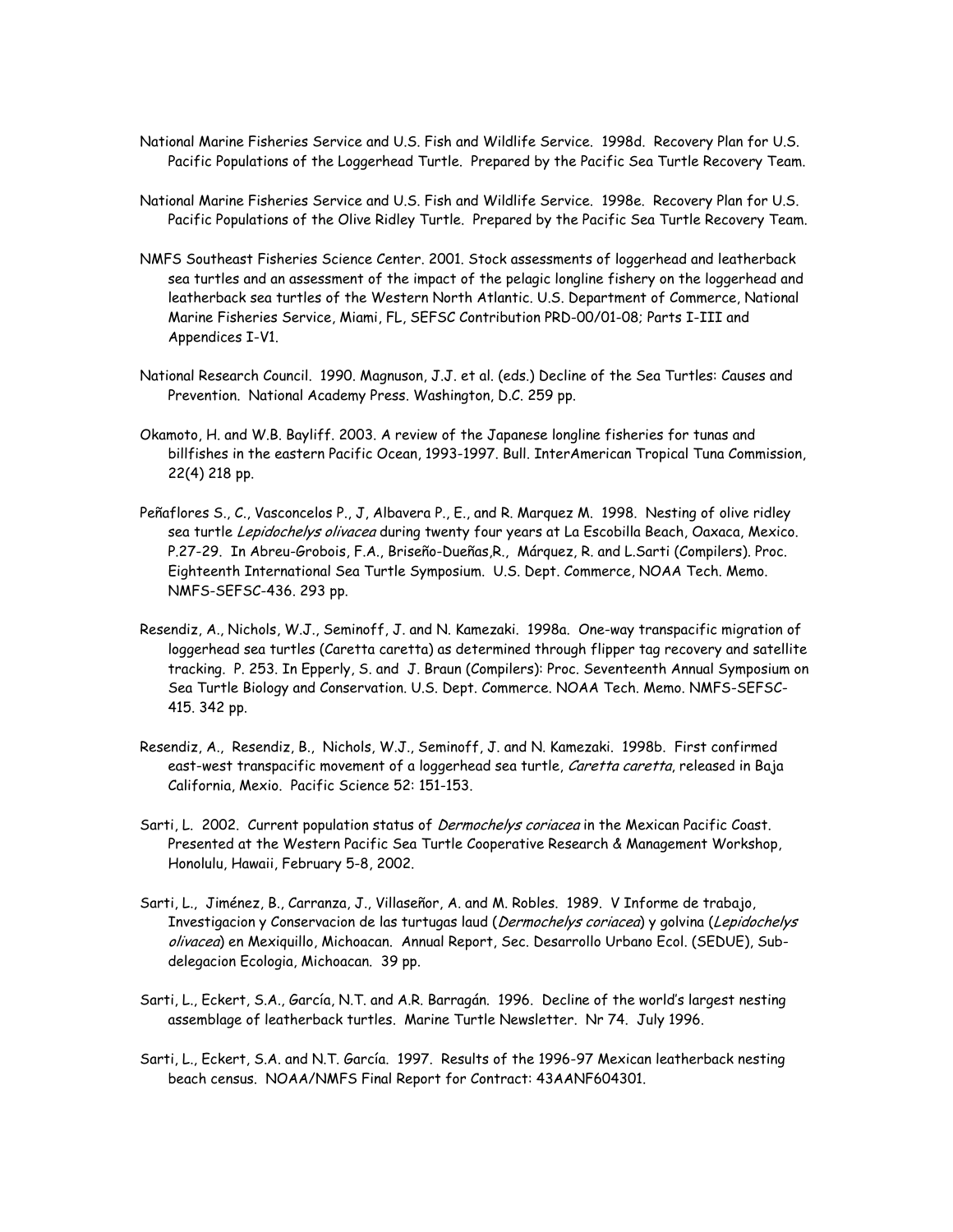National Marine Fisheries Service and U.S. Fish and Wildlife Service. 1998d. Recovery Plan for U.S. Pacific Populations of the Loggerhead Turtle. Prepared by the Pacific Sea Turtle Recovery Team.

National Marine Fisheries Service and U.S. Fish and Wildlife Service. 1998e. Recovery Plan for U.S. Pacific Populations of the Olive Ridley Turtle. Prepared by the Pacific Sea Turtle Recovery Team.

NMFS Southeast Fisheries Science Center. 2001. Stock assessments of loggerhead and leatherback sea turtles and an assessment of the impact of the pelagic longline fishery on the loggerhead and leatherback sea turtles of the Western North Atlantic. U.S. Department of Commerce, National Marine Fisheries Service, Miami, FL, SEFSC Contribution PRD-00/01-08; Parts I-III and Appendices I-V1.

National Research Council. 1990. Magnuson, J.J. et al. (eds.) Decline of the Sea Turtles: Causes and Prevention. National Academy Press. Washington, D.C. 259 pp.

Okamoto, H. and W.B. Bayliff. 2003. A review of the Japanese longline fisheries for tunas and billfishes in the eastern Pacific Ocean, 1993-1997. Bull. InterAmerican Tropical Tuna Commission, 22(4) 218 pp.

Peñaflores S., C., Vasconcelos P., J, Albavera P., E., and R. Marquez M. 1998. Nesting of olive ridley sea turtle *Lepidochelys olivacea* during twenty four years at La Escobilla Beach, Oaxaca, Mexico. P.27-29. In Abreu-Grobois, F.A., Briseño-Dueñas,R., Márquez, R. and L.Sarti (Compilers). Proc. Eighteenth International Sea Turtle Symposium. U.S. Dept. Commerce, NOAA Tech. Memo. NMFS-SEFSC-436. 293 pp.

Resendiz, A., Nichols, W.J., Seminoff, J. and N. Kamezaki. 1998a. One-way transpacific migration of loggerhead sea turtles (Caretta caretta) as determined through flipper tag recovery and satellite tracking. P. 253. In Epperly, S. and J. Braun (Compilers): Proc. Seventeenth Annual Symposium on Sea Turtle Biology and Conservation. U.S. Dept. Commerce. NOAA Tech. Memo. NMFS-SEFSC-415. 342 pp.

Resendiz, A., Resendiz, B., Nichols, W.J., Seminoff, J. and N. Kamezaki. 1998b. First confirmed east-west transpacific movement of a loggerhead sea turtle, *Caretta caretta*, released in Baja California, Mexio. Pacific Science 52: 151-153.

Sarti, L. 2002. Current population status of *Dermochelys coriacea* in the Mexican Pacific Coast. Presented at the Western Pacific Sea Turtle Cooperative Research & Management Workshop, Honolulu, Hawaii, February 5-8, 2002.

Sarti, L., Jiménez, B., Carranza, J., Villaseñor, A. and M. Robles. 1989. V Informe de trabajo, Investigacion y Conservacion de las turtugas laud (*Dermochelys coriacea*) y golvina (*Lepidochelys olivacea*) en Mexiquillo, Michoacan. Annual Report, Sec. Desarrollo Urbano Ecol. (SEDUE), Sub-delegacion Ecologia, Michoacan. 39 pp.

Sarti, L., Eckert, S.A., García, N.T. and A.R. Barragán. 1996. Decline of the world's largest nesting assemblage of leatherback turtles. Marine Turtle Newsletter. Nr 74. July 1996.

Sarti, L., Eckert, S.A. and N.T. García. 1997. Results of the 1996-97 Mexican leatherback nesting beach census. NOAA/NMFS Final Report for Contract: 43AANF604301.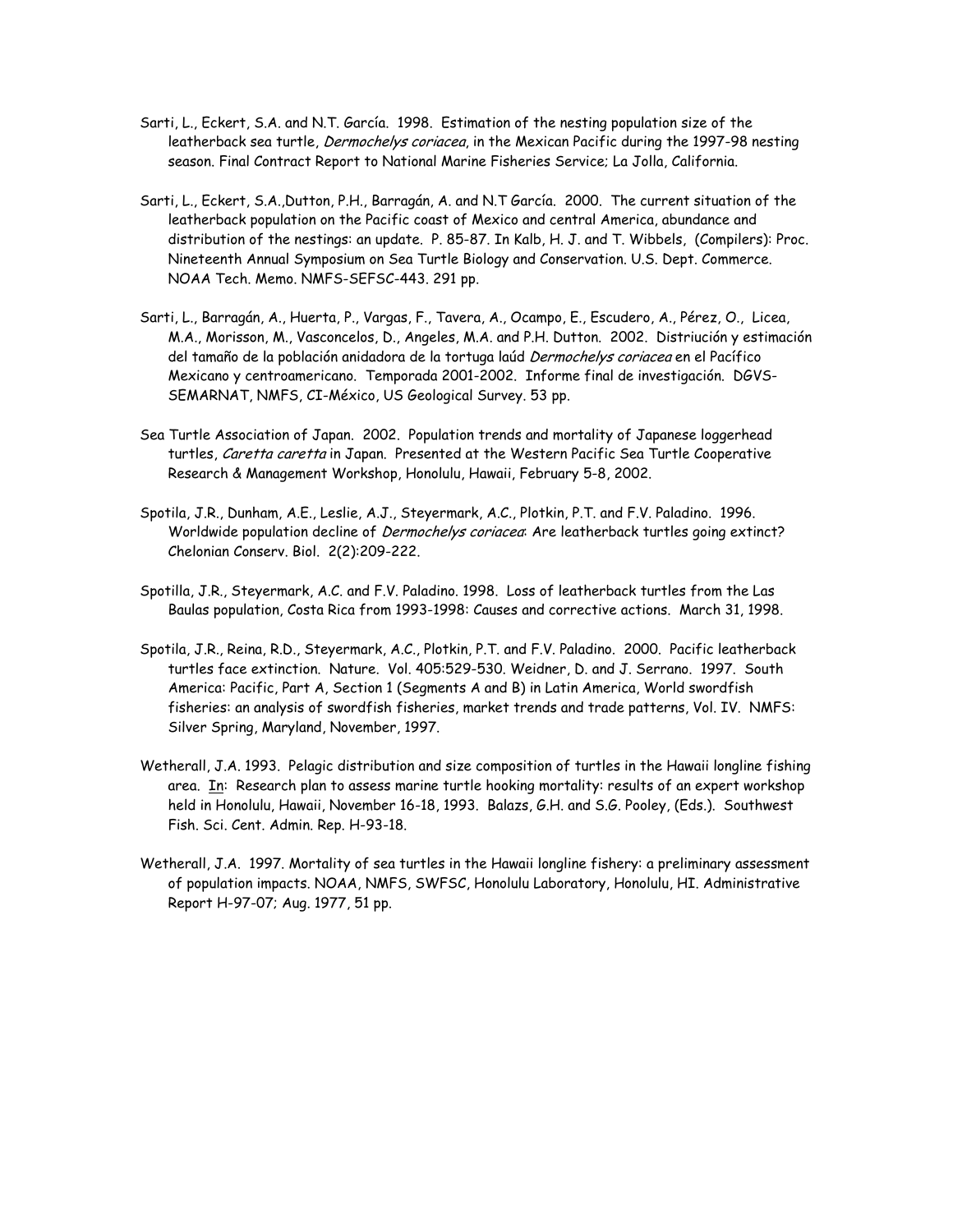Sarti, L., Eckert, S.A. and N.T. García. 1998. Estimation of the nesting population size of the leatherback sea turtle, *Dermochelys coriacea*, in the Mexican Pacific during the 1997-98 nesting season. Final Contract Report to National Marine Fisheries Service; La Jolla, California.

Sarti, L., Eckert, S.A.,Dutton, P.H., Barragán, A. and N.T García. 2000. The current situation of the leatherback population on the Pacific coast of Mexico and central America, abundance and distribution of the nestings: an update. P. 85-87. In Kalb, H. J. and T. Wibbels, (Compilers): Proc. Nineteenth Annual Symposium on Sea Turtle Biology and Conservation. U.S. Dept. Commerce. NOAA Tech. Memo. NMFS-SEFSC-443. 291 pp.

Sarti, L., Barragán, A., Huerta, P., Vargas, F., Tavera, A., Ocampo, E., Escudero, A., Pérez, O., Licea, M.A., Morisson, M., Vasconcelos, D., Angeles, M.A. and P.H. Dutton. 2002. Distriución y estimación del tamaño de la población anidadora de la tortuga laúd *Dermochelys coriacea* en el Pacífico Mexicano y centroamericano. Temporada 2001-2002. Informe final de investigación. DGVS-SEMARNAT, NMFS, CI-México, US Geological Survey. 53 pp.

Sea Turtle Association of Japan. 2002. Population trends and mortality of Japanese loggerhead turtles, *Caretta caretta* in Japan. Presented at the Western Pacific Sea Turtle Cooperative Research & Management Workshop, Honolulu, Hawaii, February 5-8, 2002.

Spotila, J.R., Dunham, A.E., Leslie, A.J., Steyermark, A.C., Plotkin, P.T. and F.V. Paladino. 1996. Worldwide population decline of *Dermochelys coriacea*: Are leatherback turtles going extinct? Chelonian Conserv. Biol. 2(2):209-222.

Spotilla, J.R., Steyermark, A.C. and F.V. Paladino. 1998. Loss of leatherback turtles from the Las Baulas population, Costa Rica from 1993-1998: Causes and corrective actions. March 31, 1998.

Spotila, J.R., Reina, R.D., Steyermark, A.C., Plotkin, P.T. and F.V. Paladino. 2000. Pacific leatherback turtles face extinction. Nature. Vol. 405:529-530. Weidner, D. and J. Serrano. 1997. South America: Pacific, Part A, Section 1 (Segments A and B) in Latin America, World swordfish fisheries: an analysis of swordfish fisheries, market trends and trade patterns, Vol. IV. NMFS: Silver Spring, Maryland, November, 1997.

Wetherall, J.A. 1993. Pelagic distribution and size composition of turtles in the Hawaii longline fishing area. In: Research plan to assess marine turtle hooking mortality: results of an expert workshop held in Honolulu, Hawaii, November 16-18, 1993. Balazs, G.H. and S.G. Pooley, (Eds.). Southwest Fish. Sci. Cent. Admin. Rep. H-93-18.

Wetherall, J.A. 1997. Mortality of sea turtles in the Hawaii longline fishery: a preliminary assessment of population impacts. NOAA, NMFS, SWFSC, Honolulu Laboratory, Honolulu, HI. Administrative Report H-97-07; Aug. 1977, 51 pp.